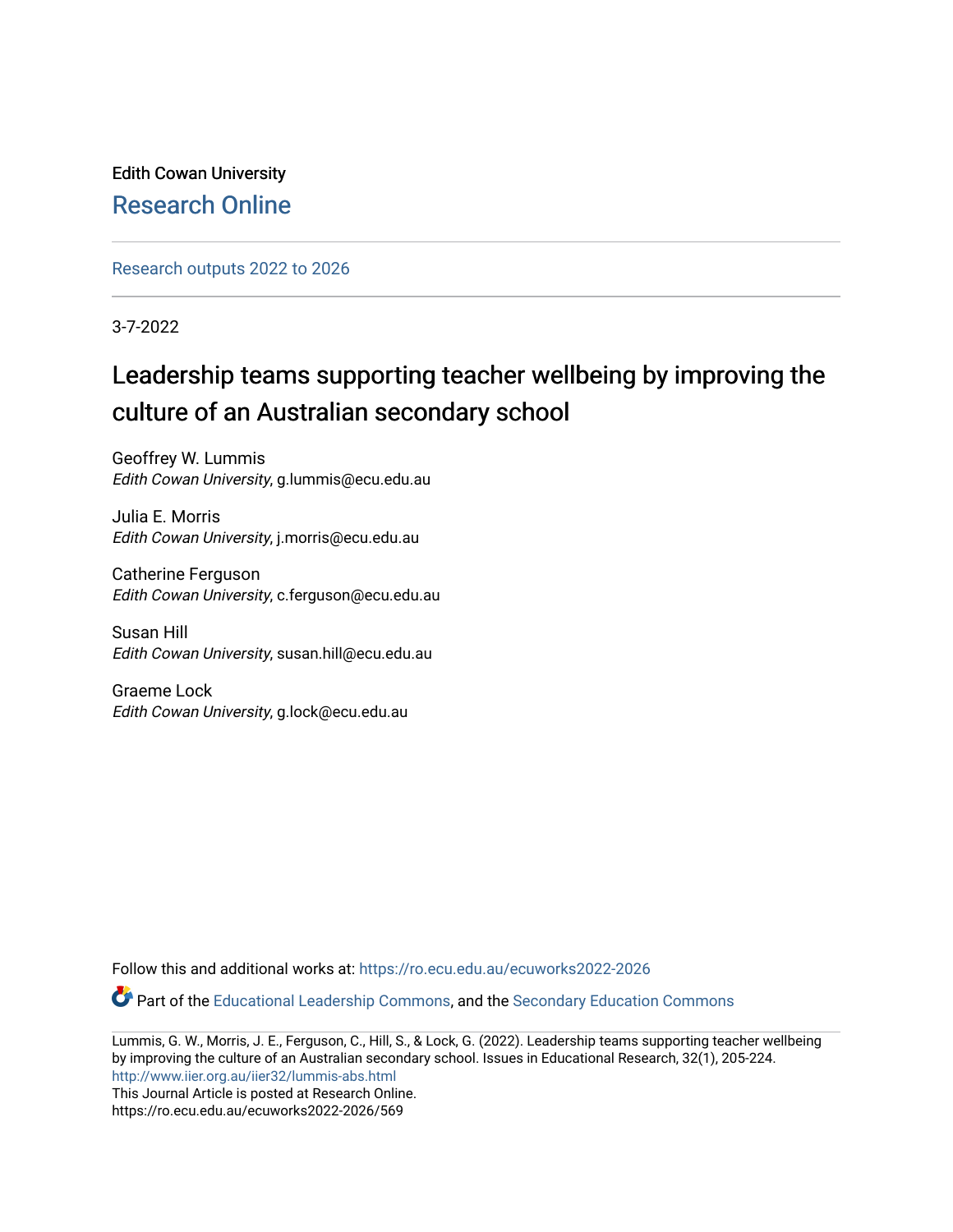Edith Cowan University

Research Online

Research outputs 2022 to 2026

3-7-2022

# Leadership teams supporting teacher wellbeing by improving the culture of an Australian secondary school

Geoffrey W. Lummis
*Edith Cowan University*, g.lummis@ecu.edu.au

Julia E. Morris
*Edith Cowan University*, j.morris@ecu.edu.au

Catherine Ferguson
*Edith Cowan University*, c.ferguson@ecu.edu.au

Susan Hill
*Edith Cowan University*, susan.hill@ecu.edu.au

Graeme Lock
*Edith Cowan University*, g.lock@ecu.edu.au

Follow this and additional works at: https://ro.ecu.edu.au/ecuworks2022-2026

Part of the Educational Leadership Commons, and the Secondary Education Commons

Lummis, G. W., Morris, J. E., Ferguson, C., Hill, S., & Lock, G. (2022). Leadership teams supporting teacher wellbeing by improving the culture of an Australian secondary school. Issues in Educational Research, 32(1), 205-224.
http://www.iier.org.au/iier32/lummis-abs.html
This Journal Article is posted at Research Online.
https://ro.ecu.edu.au/ecuworks2022-2026/569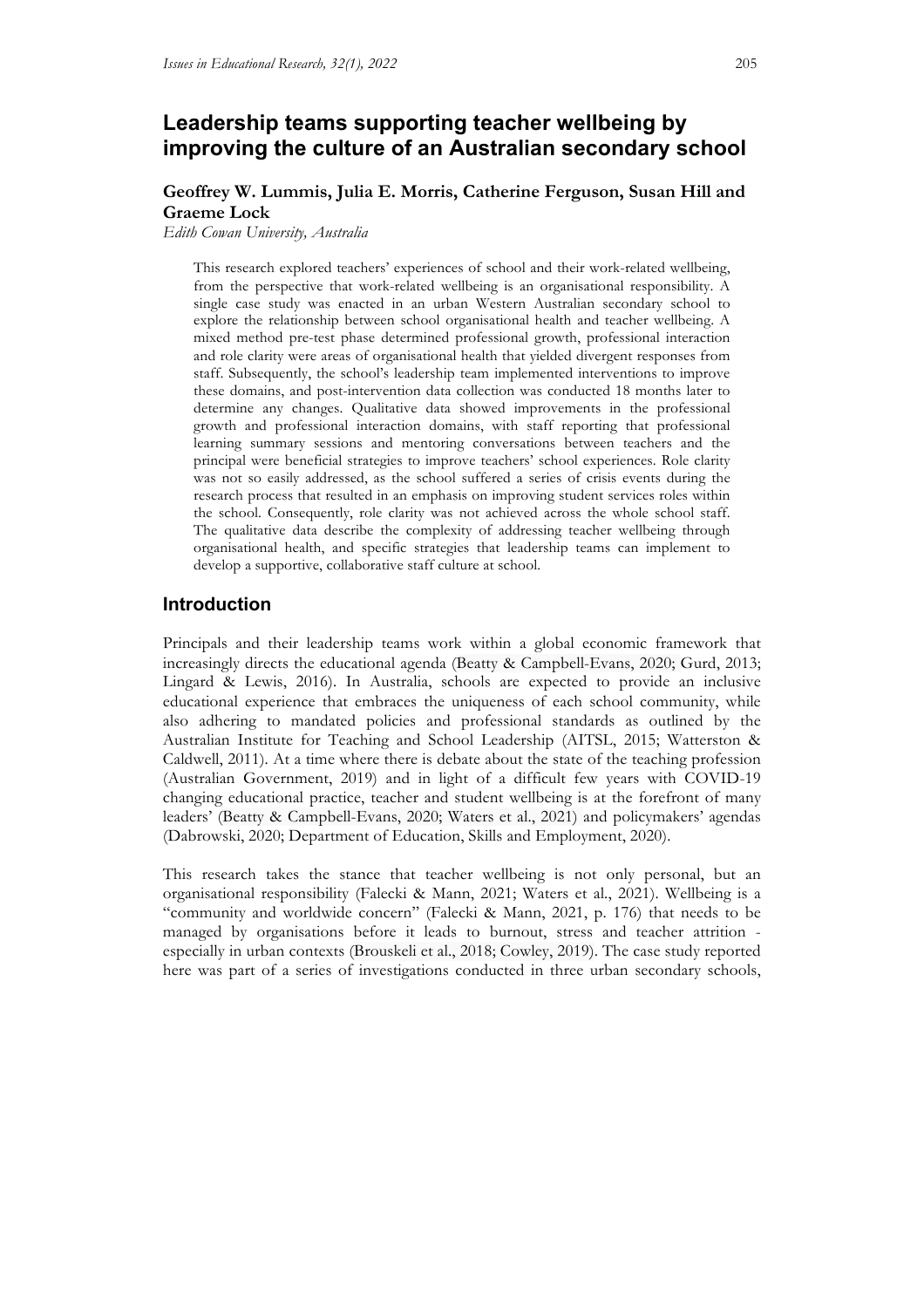# Leadership teams supporting teacher wellbeing by improving the culture of an Australian secondary school

**Geoffrey W. Lummis, Julia E. Morris, Catherine Ferguson, Susan Hill and Graeme Lock**

*Edith Cowan University, Australia*

> This research explored teachers' experiences of school and their work-related wellbeing, from the perspective that work-related wellbeing is an organisational responsibility. A single case study was enacted in an urban Western Australian secondary school to explore the relationship between school organisational health and teacher wellbeing. A mixed method pre-test phase determined professional growth, professional interaction and role clarity were areas of organisational health that yielded divergent responses from staff. Subsequently, the school's leadership team implemented interventions to improve these domains, and post-intervention data collection was conducted 18 months later to determine any changes. Qualitative data showed improvements in the professional growth and professional interaction domains, with staff reporting that professional learning summary sessions and mentoring conversations between teachers and the principal were beneficial strategies to improve teachers' school experiences. Role clarity was not so easily addressed, as the school suffered a series of crisis events during the research process that resulted in an emphasis on improving student services roles within the school. Consequently, role clarity was not achieved across the whole school staff. The qualitative data describe the complexity of addressing teacher wellbeing through organisational health, and specific strategies that leadership teams can implement to develop a supportive, collaborative staff culture at school.

## Introduction

Principals and their leadership teams work within a global economic framework that increasingly directs the educational agenda (Beatty & Campbell-Evans, 2020; Gurd, 2013; Lingard & Lewis, 2016). In Australia, schools are expected to provide an inclusive educational experience that embraces the uniqueness of each school community, while also adhering to mandated policies and professional standards as outlined by the Australian Institute for Teaching and School Leadership (AITSL, 2015; Watterston & Caldwell, 2011). At a time where there is debate about the state of the teaching profession (Australian Government, 2019) and in light of a difficult few years with COVID-19 changing educational practice, teacher and student wellbeing is at the forefront of many leaders' (Beatty & Campbell-Evans, 2020; Waters et al., 2021) and policymakers' agendas (Dabrowski, 2020; Department of Education, Skills and Employment, 2020).

This research takes the stance that teacher wellbeing is not only personal, but an organisational responsibility (Falecki & Mann, 2021; Waters et al., 2021). Wellbeing is a "community and worldwide concern" (Falecki & Mann, 2021, p. 176) that needs to be managed by organisations before it leads to burnout, stress and teacher attrition - especially in urban contexts (Brouskeli et al., 2018; Cowley, 2019). The case study reported here was part of a series of investigations conducted in three urban secondary schools,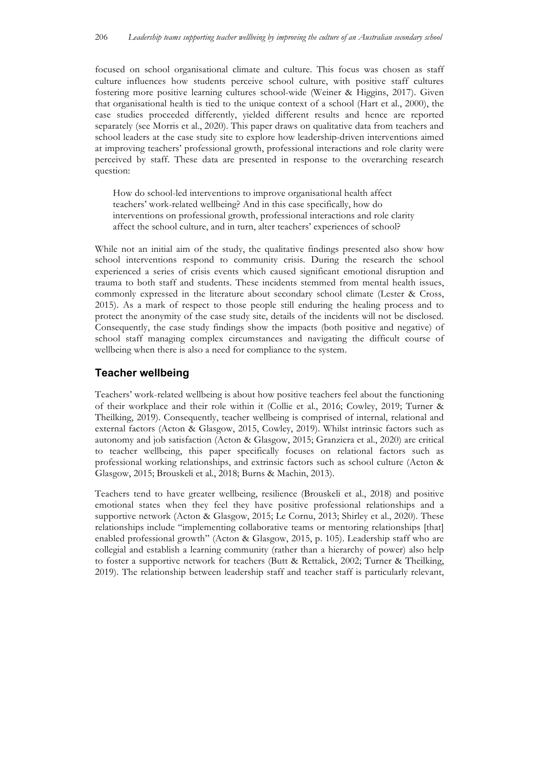focused on school organisational climate and culture. This focus was chosen as staff culture influences how students perceive school culture, with positive staff cultures fostering more positive learning cultures school-wide (Weiner & Higgins, 2017). Given that organisational health is tied to the unique context of a school (Hart et al., 2000), the case studies proceeded differently, yielded different results and hence are reported separately (see Morris et al., 2020). This paper draws on qualitative data from teachers and school leaders at the case study site to explore how leadership-driven interventions aimed at improving teachers' professional growth, professional interactions and role clarity were perceived by staff. These data are presented in response to the overarching research question:

> How do school-led interventions to improve organisational health affect teachers' work-related wellbeing? And in this case specifically, how do interventions on professional growth, professional interactions and role clarity affect the school culture, and in turn, alter teachers' experiences of school?

While not an initial aim of the study, the qualitative findings presented also show how school interventions respond to community crisis. During the research the school experienced a series of crisis events which caused significant emotional disruption and trauma to both staff and students. These incidents stemmed from mental health issues, commonly expressed in the literature about secondary school climate (Lester & Cross, 2015). As a mark of respect to those people still enduring the healing process and to protect the anonymity of the case study site, details of the incidents will not be disclosed. Consequently, the case study findings show the impacts (both positive and negative) of school staff managing complex circumstances and navigating the difficult course of wellbeing when there is also a need for compliance to the system.

## Teacher wellbeing

Teachers' work-related wellbeing is about how positive teachers feel about the functioning of their workplace and their role within it (Collie et al., 2016; Cowley, 2019; Turner & Theilking, 2019). Consequently, teacher wellbeing is comprised of internal, relational and external factors (Acton & Glasgow, 2015, Cowley, 2019). Whilst intrinsic factors such as autonomy and job satisfaction (Acton & Glasgow, 2015; Granziera et al., 2020) are critical to teacher wellbeing, this paper specifically focuses on relational factors such as professional working relationships, and extrinsic factors such as school culture (Acton & Glasgow, 2015; Brouskeli et al., 2018; Burns & Machin, 2013).

Teachers tend to have greater wellbeing, resilience (Brouskeli et al., 2018) and positive emotional states when they feel they have positive professional relationships and a supportive network (Acton & Glasgow, 2015; Le Cornu, 2013; Shirley et al., 2020). These relationships include "implementing collaborative teams or mentoring relationships [that] enabled professional growth" (Acton & Glasgow, 2015, p. 105). Leadership staff who are collegial and establish a learning community (rather than a hierarchy of power) also help to foster a supportive network for teachers (Butt & Rettalick, 2002; Turner & Theilking, 2019). The relationship between leadership staff and teacher staff is particularly relevant,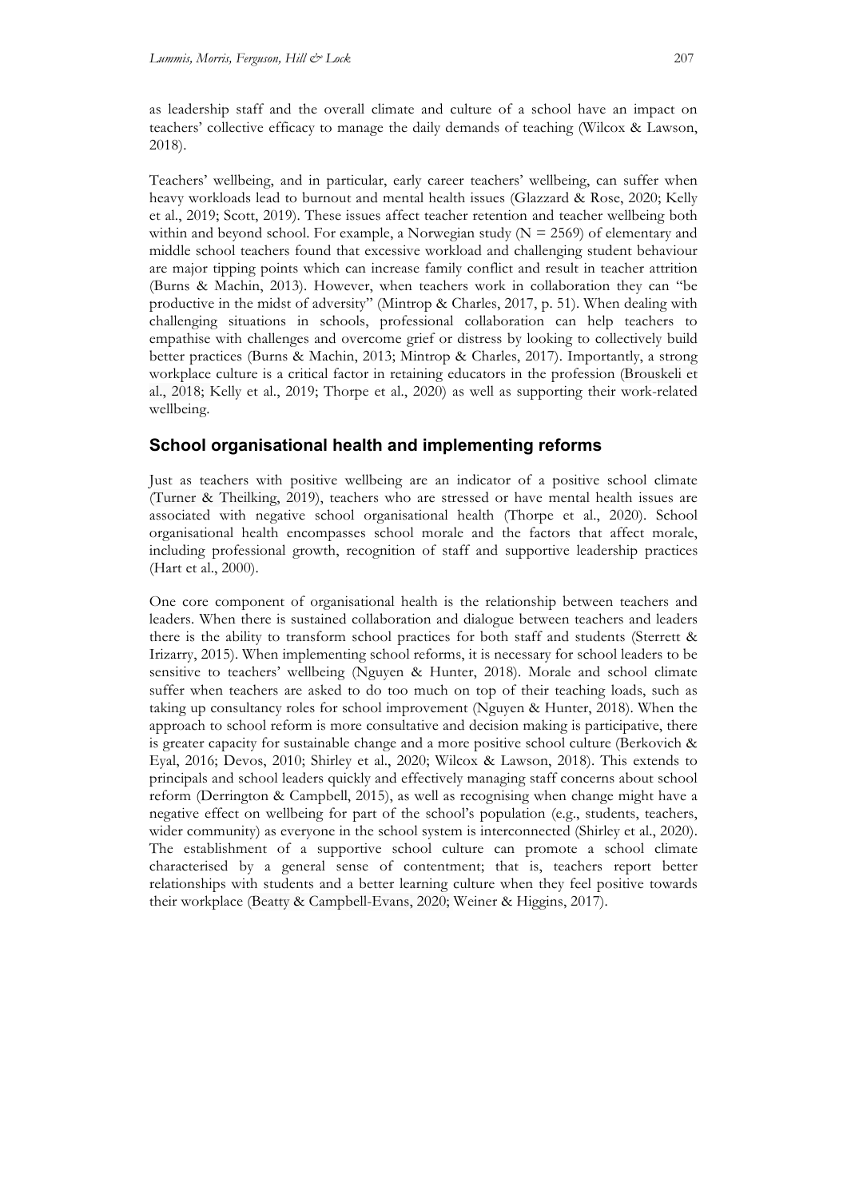as leadership staff and the overall climate and culture of a school have an impact on teachers' collective efficacy to manage the daily demands of teaching (Wilcox & Lawson, 2018).

Teachers' wellbeing, and in particular, early career teachers' wellbeing, can suffer when heavy workloads lead to burnout and mental health issues (Glazzard & Rose, 2020; Kelly et al., 2019; Scott, 2019). These issues affect teacher retention and teacher wellbeing both within and beyond school. For example, a Norwegian study (N = 2569) of elementary and middle school teachers found that excessive workload and challenging student behaviour are major tipping points which can increase family conflict and result in teacher attrition (Burns & Machin, 2013). However, when teachers work in collaboration they can "be productive in the midst of adversity" (Mintrop & Charles, 2017, p. 51). When dealing with challenging situations in schools, professional collaboration can help teachers to empathise with challenges and overcome grief or distress by looking to collectively build better practices (Burns & Machin, 2013; Mintrop & Charles, 2017). Importantly, a strong workplace culture is a critical factor in retaining educators in the profession (Brouskeli et al., 2018; Kelly et al., 2019; Thorpe et al., 2020) as well as supporting their work-related wellbeing.

## School organisational health and implementing reforms

Just as teachers with positive wellbeing are an indicator of a positive school climate (Turner & Theilking, 2019), teachers who are stressed or have mental health issues are associated with negative school organisational health (Thorpe et al., 2020). School organisational health encompasses school morale and the factors that affect morale, including professional growth, recognition of staff and supportive leadership practices (Hart et al., 2000).

One core component of organisational health is the relationship between teachers and leaders. When there is sustained collaboration and dialogue between teachers and leaders there is the ability to transform school practices for both staff and students (Sterrett & Irizarry, 2015). When implementing school reforms, it is necessary for school leaders to be sensitive to teachers' wellbeing (Nguyen & Hunter, 2018). Morale and school climate suffer when teachers are asked to do too much on top of their teaching loads, such as taking up consultancy roles for school improvement (Nguyen & Hunter, 2018). When the approach to school reform is more consultative and decision making is participative, there is greater capacity for sustainable change and a more positive school culture (Berkovich & Eyal, 2016; Devos, 2010; Shirley et al., 2020; Wilcox & Lawson, 2018). This extends to principals and school leaders quickly and effectively managing staff concerns about school reform (Derrington & Campbell, 2015), as well as recognising when change might have a negative effect on wellbeing for part of the school's population (e.g., students, teachers, wider community) as everyone in the school system is interconnected (Shirley et al., 2020). The establishment of a supportive school culture can promote a school climate characterised by a general sense of contentment; that is, teachers report better relationships with students and a better learning culture when they feel positive towards their workplace (Beatty & Campbell-Evans, 2020; Weiner & Higgins, 2017).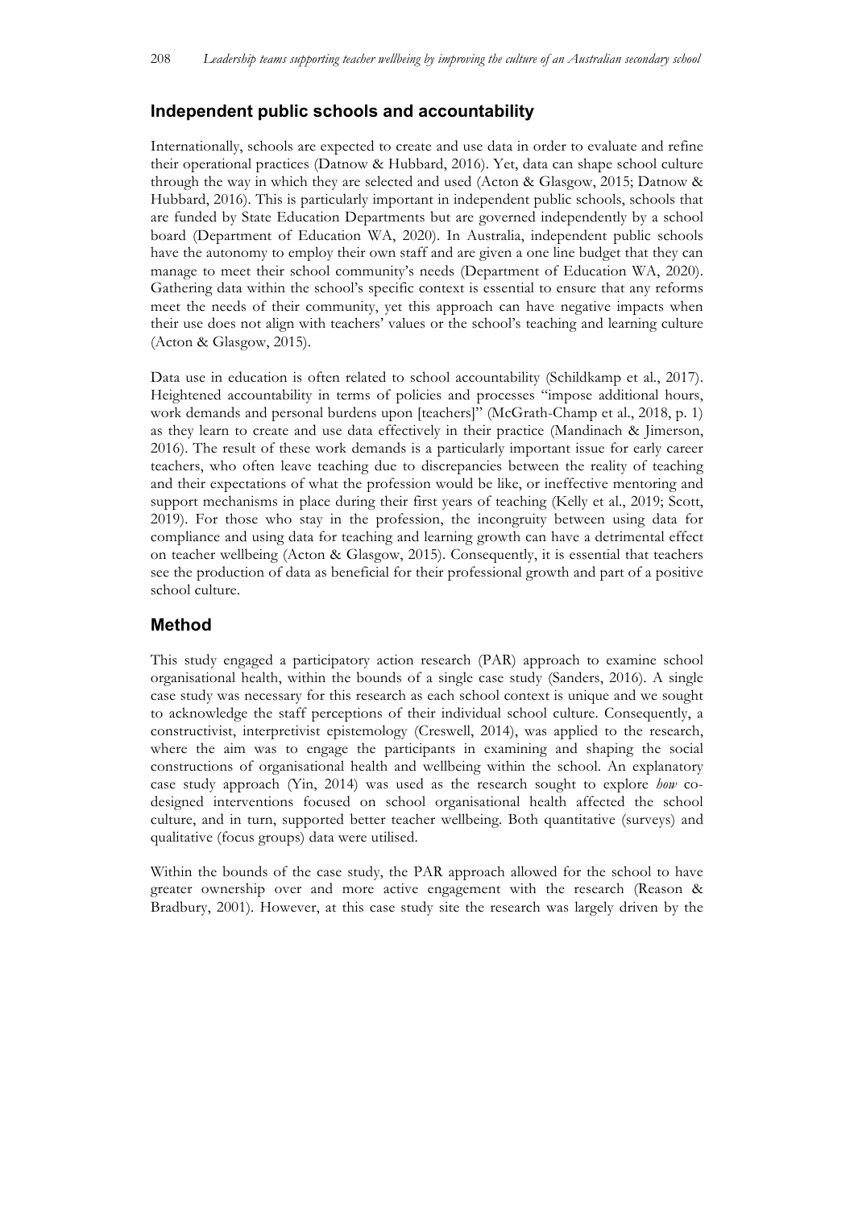## Independent public schools and accountability

Internationally, schools are expected to create and use data in order to evaluate and refine their operational practices (Datnow & Hubbard, 2016). Yet, data can shape school culture through the way in which they are selected and used (Acton & Glasgow, 2015; Datnow & Hubbard, 2016). This is particularly important in independent public schools, schools that are funded by State Education Departments but are governed independently by a school board (Department of Education WA, 2020). In Australia, independent public schools have the autonomy to employ their own staff and are given a one line budget that they can manage to meet their school community's needs (Department of Education WA, 2020). Gathering data within the school's specific context is essential to ensure that any reforms meet the needs of their community, yet this approach can have negative impacts when their use does not align with teachers' values or the school's teaching and learning culture (Acton & Glasgow, 2015).

Data use in education is often related to school accountability (Schildkamp et al., 2017). Heightened accountability in terms of policies and processes "impose additional hours, work demands and personal burdens upon [teachers]" (McGrath-Champ et al., 2018, p. 1) as they learn to create and use data effectively in their practice (Mandinach & Jimerson, 2016). The result of these work demands is a particularly important issue for early career teachers, who often leave teaching due to discrepancies between the reality of teaching and their expectations of what the profession would be like, or ineffective mentoring and support mechanisms in place during their first years of teaching (Kelly et al., 2019; Scott, 2019). For those who stay in the profession, the incongruity between using data for compliance and using data for teaching and learning growth can have a detrimental effect on teacher wellbeing (Acton & Glasgow, 2015). Consequently, it is essential that teachers see the production of data as beneficial for their professional growth and part of a positive school culture.

## Method

This study engaged a participatory action research (PAR) approach to examine school organisational health, within the bounds of a single case study (Sanders, 2016). A single case study was necessary for this research as each school context is unique and we sought to acknowledge the staff perceptions of their individual school culture. Consequently, a constructivist, interpretivist epistemology (Creswell, 2014), was applied to the research, where the aim was to engage the participants in examining and shaping the social constructions of organisational health and wellbeing within the school. An explanatory case study approach (Yin, 2014) was used as the research sought to explore *how* co-designed interventions focused on school organisational health affected the school culture, and in turn, supported better teacher wellbeing. Both quantitative (surveys) and qualitative (focus groups) data were utilised.

Within the bounds of the case study, the PAR approach allowed for the school to have greater ownership over and more active engagement with the research (Reason & Bradbury, 2001). However, at this case study site the research was largely driven by the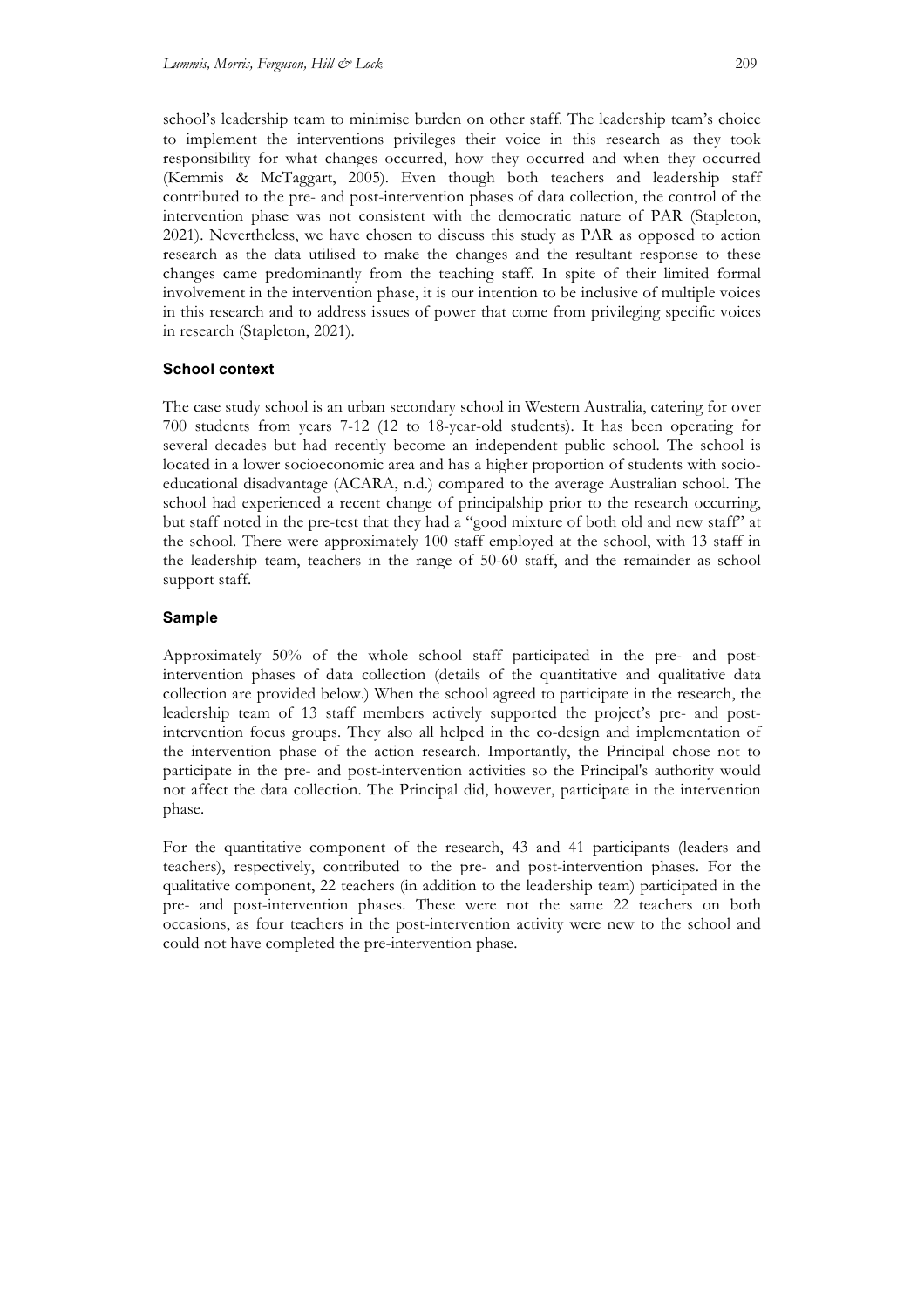school's leadership team to minimise burden on other staff. The leadership team's choice to implement the interventions privileges their voice in this research as they took responsibility for what changes occurred, how they occurred and when they occurred (Kemmis & McTaggart, 2005). Even though both teachers and leadership staff contributed to the pre- and post-intervention phases of data collection, the control of the intervention phase was not consistent with the democratic nature of PAR (Stapleton, 2021). Nevertheless, we have chosen to discuss this study as PAR as opposed to action research as the data utilised to make the changes and the resultant response to these changes came predominantly from the teaching staff. In spite of their limited formal involvement in the intervention phase, it is our intention to be inclusive of multiple voices in this research and to address issues of power that come from privileging specific voices in research (Stapleton, 2021).

### School context

The case study school is an urban secondary school in Western Australia, catering for over 700 students from years 7-12 (12 to 18-year-old students). It has been operating for several decades but had recently become an independent public school. The school is located in a lower socioeconomic area and has a higher proportion of students with socio-educational disadvantage (ACARA, n.d.) compared to the average Australian school. The school had experienced a recent change of principalship prior to the research occurring, but staff noted in the pre-test that they had a "good mixture of both old and new staff" at the school. There were approximately 100 staff employed at the school, with 13 staff in the leadership team, teachers in the range of 50-60 staff, and the remainder as school support staff.

### Sample

Approximately 50% of the whole school staff participated in the pre- and post-intervention phases of data collection (details of the quantitative and qualitative data collection are provided below.) When the school agreed to participate in the research, the leadership team of 13 staff members actively supported the project's pre- and post-intervention focus groups. They also all helped in the co-design and implementation of the intervention phase of the action research. Importantly, the Principal chose not to participate in the pre- and post-intervention activities so the Principal's authority would not affect the data collection. The Principal did, however, participate in the intervention phase.

For the quantitative component of the research, 43 and 41 participants (leaders and teachers), respectively, contributed to the pre- and post-intervention phases. For the qualitative component, 22 teachers (in addition to the leadership team) participated in the pre- and post-intervention phases. These were not the same 22 teachers on both occasions, as four teachers in the post-intervention activity were new to the school and could not have completed the pre-intervention phase.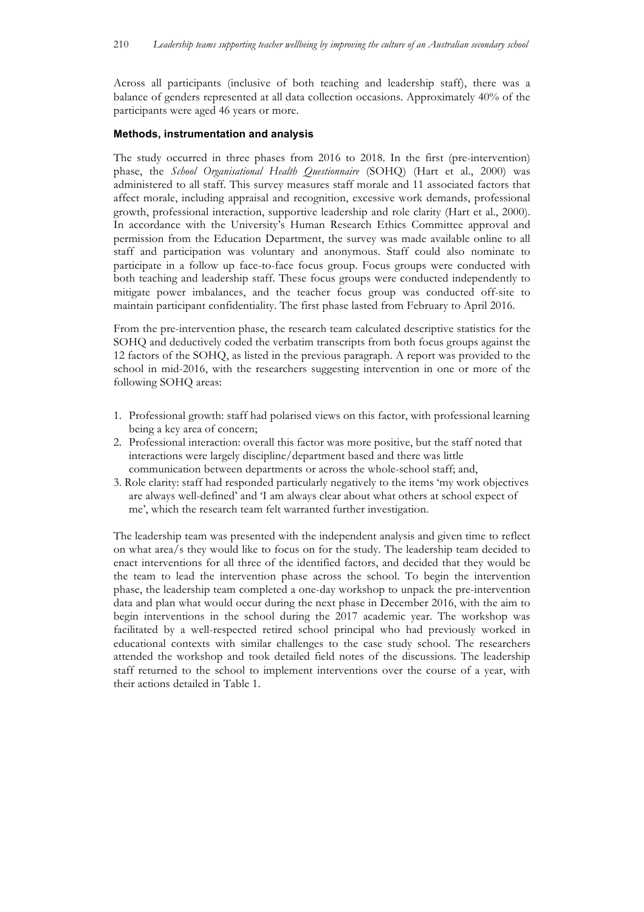Across all participants (inclusive of both teaching and leadership staff), there was a balance of genders represented at all data collection occasions. Approximately 40% of the participants were aged 46 years or more.

### Methods, instrumentation and analysis

The study occurred in three phases from 2016 to 2018. In the first (pre-intervention) phase, the *School Organisational Health Questionnaire* (SOHQ) (Hart et al., 2000) was administered to all staff. This survey measures staff morale and 11 associated factors that affect morale, including appraisal and recognition, excessive work demands, professional growth, professional interaction, supportive leadership and role clarity (Hart et al., 2000). In accordance with the University's Human Research Ethics Committee approval and permission from the Education Department, the survey was made available online to all staff and participation was voluntary and anonymous. Staff could also nominate to participate in a follow up face-to-face focus group. Focus groups were conducted with both teaching and leadership staff. These focus groups were conducted independently to mitigate power imbalances, and the teacher focus group was conducted off-site to maintain participant confidentiality. The first phase lasted from February to April 2016.

From the pre-intervention phase, the research team calculated descriptive statistics for the SOHQ and deductively coded the verbatim transcripts from both focus groups against the 12 factors of the SOHQ, as listed in the previous paragraph. A report was provided to the school in mid-2016, with the researchers suggesting intervention in one or more of the following SOHQ areas:

1. Professional growth: staff had polarised views on this factor, with professional learning being a key area of concern;
2. Professional interaction: overall this factor was more positive, but the staff noted that interactions were largely discipline/department based and there was little communication between departments or across the whole-school staff; and,
3. Role clarity: staff had responded particularly negatively to the items 'my work objectives are always well-defined' and 'I am always clear about what others at school expect of me', which the research team felt warranted further investigation.

The leadership team was presented with the independent analysis and given time to reflect on what area/s they would like to focus on for the study. The leadership team decided to enact interventions for all three of the identified factors, and decided that they would be the team to lead the intervention phase across the school. To begin the intervention phase, the leadership team completed a one-day workshop to unpack the pre-intervention data and plan what would occur during the next phase in December 2016, with the aim to begin interventions in the school during the 2017 academic year. The workshop was facilitated by a well-respected retired school principal who had previously worked in educational contexts with similar challenges to the case study school. The researchers attended the workshop and took detailed field notes of the discussions. The leadership staff returned to the school to implement interventions over the course of a year, with their actions detailed in Table 1.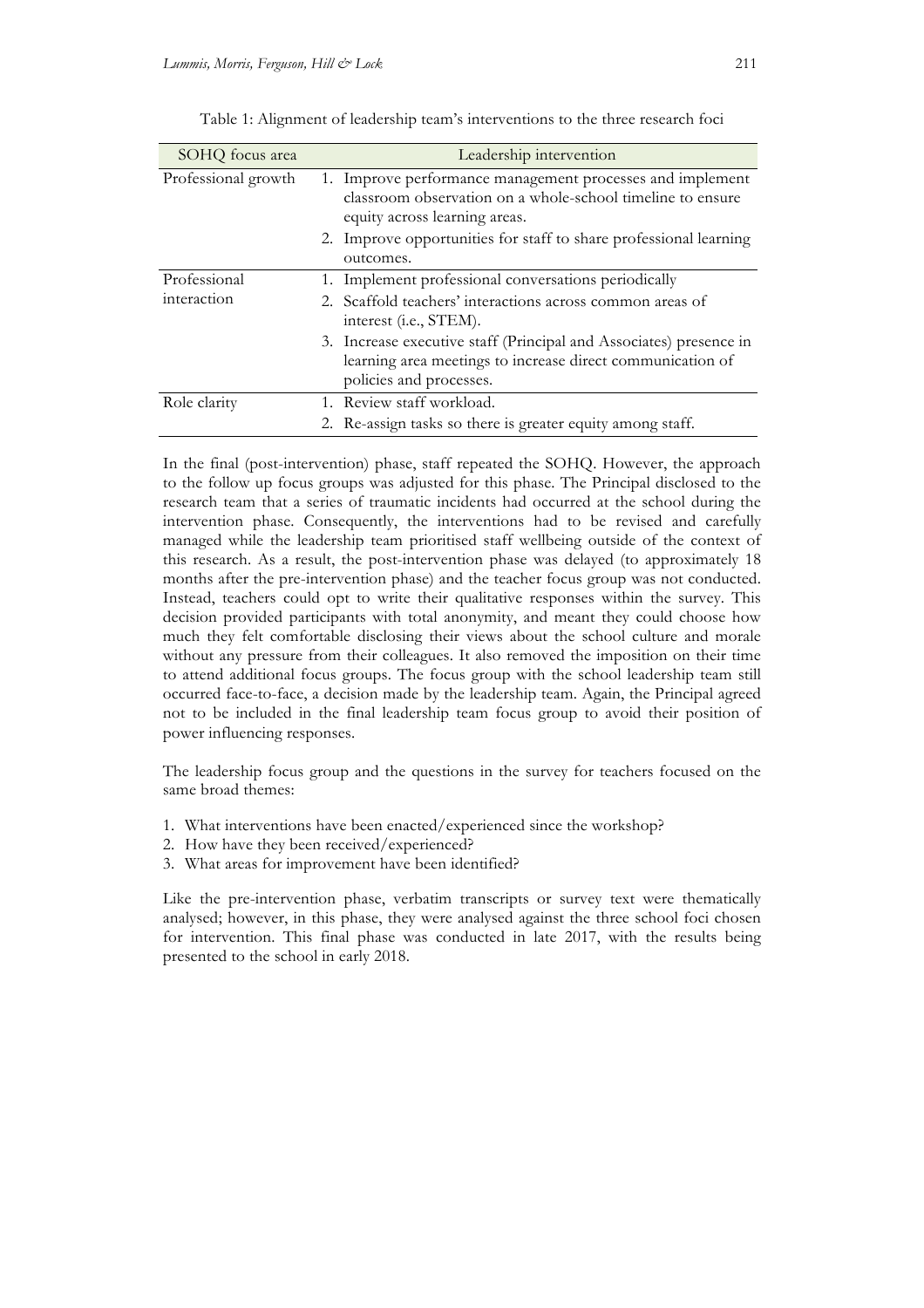Table 1: Alignment of leadership team's interventions to the three research foci

| SOHQ focus area | Leadership intervention |
|---|---|
| Professional growth | 1. Improve performance management processes and implement classroom observation on a whole-school timeline to ensure equity across learning areas.<br>2. Improve opportunities for staff to share professional learning outcomes. |
| Professional interaction | 1. Implement professional conversations periodically<br>2. Scaffold teachers' interactions across common areas of interest (i.e., STEM).<br>3. Increase executive staff (Principal and Associates) presence in learning area meetings to increase direct communication of policies and processes. |
| Role clarity | 1. Review staff workload.<br>2. Re-assign tasks so there is greater equity among staff. |

In the final (post-intervention) phase, staff repeated the SOHQ. However, the approach to the follow up focus groups was adjusted for this phase. The Principal disclosed to the research team that a series of traumatic incidents had occurred at the school during the intervention phase. Consequently, the interventions had to be revised and carefully managed while the leadership team prioritised staff wellbeing outside of the context of this research. As a result, the post-intervention phase was delayed (to approximately 18 months after the pre-intervention phase) and the teacher focus group was not conducted. Instead, teachers could opt to write their qualitative responses within the survey. This decision provided participants with total anonymity, and meant they could choose how much they felt comfortable disclosing their views about the school culture and morale without any pressure from their colleagues. It also removed the imposition on their time to attend additional focus groups. The focus group with the school leadership team still occurred face-to-face, a decision made by the leadership team. Again, the Principal agreed not to be included in the final leadership team focus group to avoid their position of power influencing responses.

The leadership focus group and the questions in the survey for teachers focused on the same broad themes:

1. What interventions have been enacted/experienced since the workshop?
2. How have they been received/experienced?
3. What areas for improvement have been identified?

Like the pre-intervention phase, verbatim transcripts or survey text were thematically analysed; however, in this phase, they were analysed against the three school foci chosen for intervention. This final phase was conducted in late 2017, with the results being presented to the school in early 2018.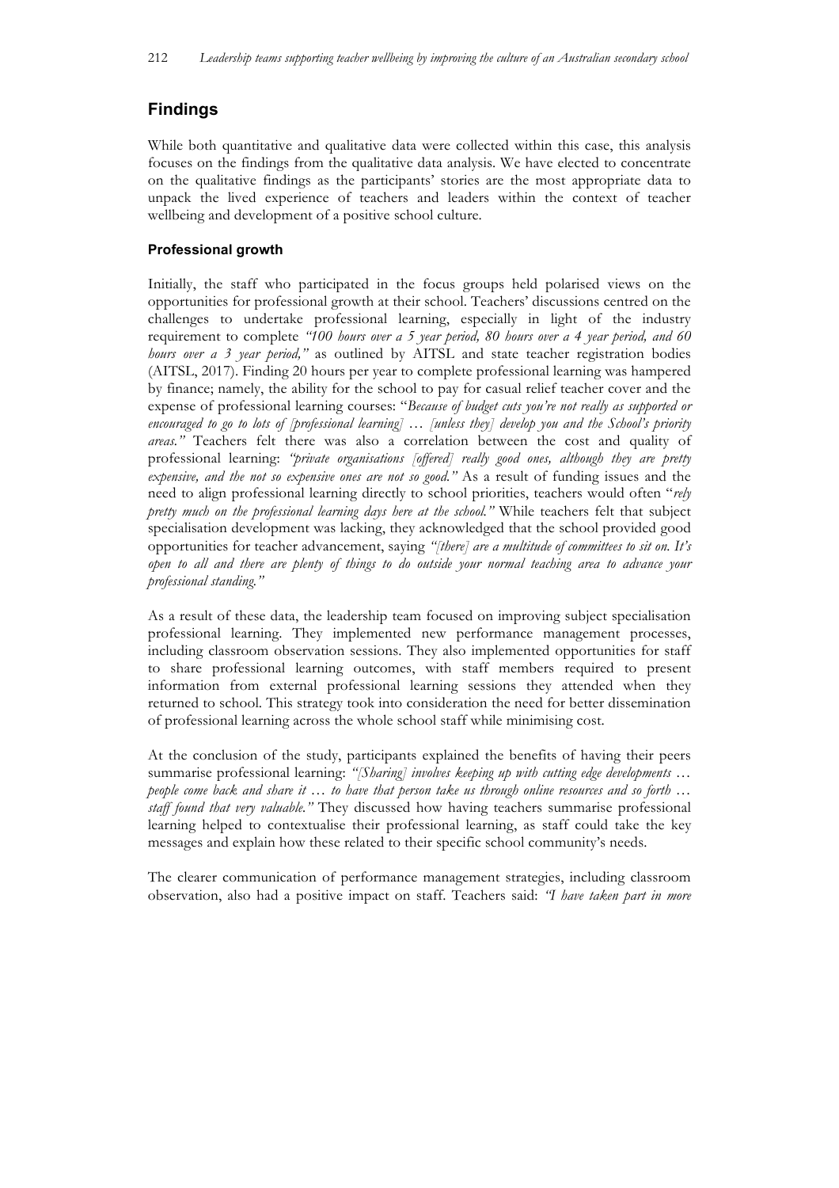## Findings

While both quantitative and qualitative data were collected within this case, this analysis focuses on the findings from the qualitative data analysis. We have elected to concentrate on the qualitative findings as the participants' stories are the most appropriate data to unpack the lived experience of teachers and leaders within the context of teacher wellbeing and development of a positive school culture.

### Professional growth

Initially, the staff who participated in the focus groups held polarised views on the opportunities for professional growth at their school. Teachers' discussions centred on the challenges to undertake professional learning, especially in light of the industry requirement to complete *"100 hours over a 5 year period, 80 hours over a 4 year period, and 60 hours over a 3 year period,"* as outlined by AITSL and state teacher registration bodies (AITSL, 2017). Finding 20 hours per year to complete professional learning was hampered by finance; namely, the ability for the school to pay for casual relief teacher cover and the expense of professional learning courses: "*Because of budget cuts you're not really as supported or encouraged to go to lots of [professional learning] … [unless they] develop you and the School's priority areas."* Teachers felt there was also a correlation between the cost and quality of professional learning: *"private organisations [offered] really good ones, although they are pretty expensive, and the not so expensive ones are not so good."* As a result of funding issues and the need to align professional learning directly to school priorities, teachers would often "*rely pretty much on the professional learning days here at the school."* While teachers felt that subject specialisation development was lacking, they acknowledged that the school provided good opportunities for teacher advancement, saying *"[there] are a multitude of committees to sit on. It's open to all and there are plenty of things to do outside your normal teaching area to advance your professional standing."*

As a result of these data, the leadership team focused on improving subject specialisation professional learning. They implemented new performance management processes, including classroom observation sessions. They also implemented opportunities for staff to share professional learning outcomes, with staff members required to present information from external professional learning sessions they attended when they returned to school. This strategy took into consideration the need for better dissemination of professional learning across the whole school staff while minimising cost.

At the conclusion of the study, participants explained the benefits of having their peers summarise professional learning: *"[Sharing] involves keeping up with cutting edge developments … people come back and share it … to have that person take us through online resources and so forth … staff found that very valuable."* They discussed how having teachers summarise professional learning helped to contextualise their professional learning, as staff could take the key messages and explain how these related to their specific school community's needs.

The clearer communication of performance management strategies, including classroom observation, also had a positive impact on staff. Teachers said: *"I have taken part in more*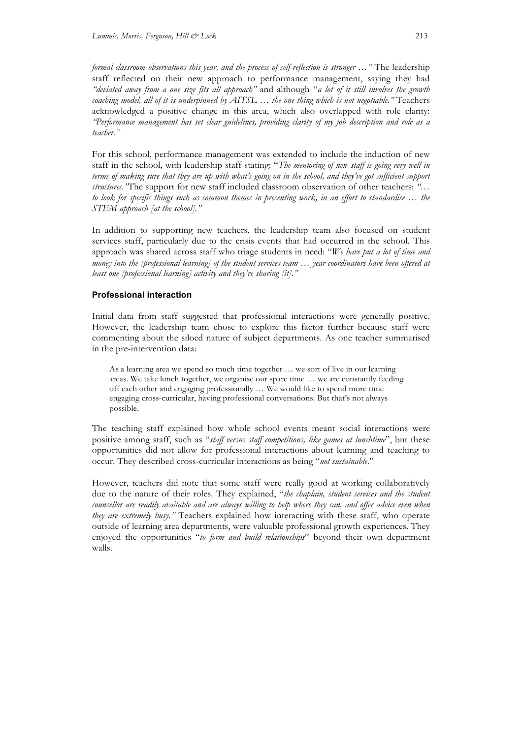*formal classroom observations this year, and the process of self-reflection is stronger …"* The leadership staff reflected on their new approach to performance management, saying they had *"deviated away from a one size fits all approach"* and although "*a lot of it still involves the growth coaching model, all of it is underpinned by AITSL … the one thing which is not negotiable."* Teachers acknowledged a positive change in this area, which also overlapped with role clarity: *"Performance management has set clear guidelines, providing clarity of my job description and role as a teacher."*

For this school, performance management was extended to include the induction of new staff in the school, with leadership staff stating: "*The mentoring of new staff is going very well in terms of making sure that they are up with what's going on in the school, and they've got sufficient support structures."* The support for new staff included classroom observation of other teachers: *"… to look for specific things such as common themes in presenting work, in an effort to standardise … the STEM approach [at the school]."*

In addition to supporting new teachers, the leadership team also focused on student services staff, particularly due to the crisis events that had occurred in the school. This approach was shared across staff who triage students in need: "*We have put a lot of time and money into the [professional learning] of the student services team … year coordinators have been offered at least one [professional learning] activity and they're sharing [it]."*

### Professional interaction

Initial data from staff suggested that professional interactions were generally positive. However, the leadership team chose to explore this factor further because staff were commenting about the siloed nature of subject departments. As one teacher summarised in the pre-intervention data:

> As a learning area we spend so much time together … we sort of live in our learning areas. We take lunch together, we organise our spare time … we are constantly feeding off each other and engaging professionally … We would like to spend more time engaging cross-curricular, having professional conversations. But that's not always possible.

The teaching staff explained how whole school events meant social interactions were positive among staff, such as "*staff versus staff competitions, like games at lunchtime*", but these opportunities did not allow for professional interactions about learning and teaching to occur. They described cross-curricular interactions as being "*not sustainable.*"

However, teachers did note that some staff were really good at working collaboratively due to the nature of their roles. They explained, "*the chaplain, student services and the student counsellor are readily available and are always willing to help where they can, and offer advice even when they are extremely busy."* Teachers explained how interacting with these staff, who operate outside of learning area departments, were valuable professional growth experiences. They enjoyed the opportunities "*to form and build relationships*" beyond their own department walls.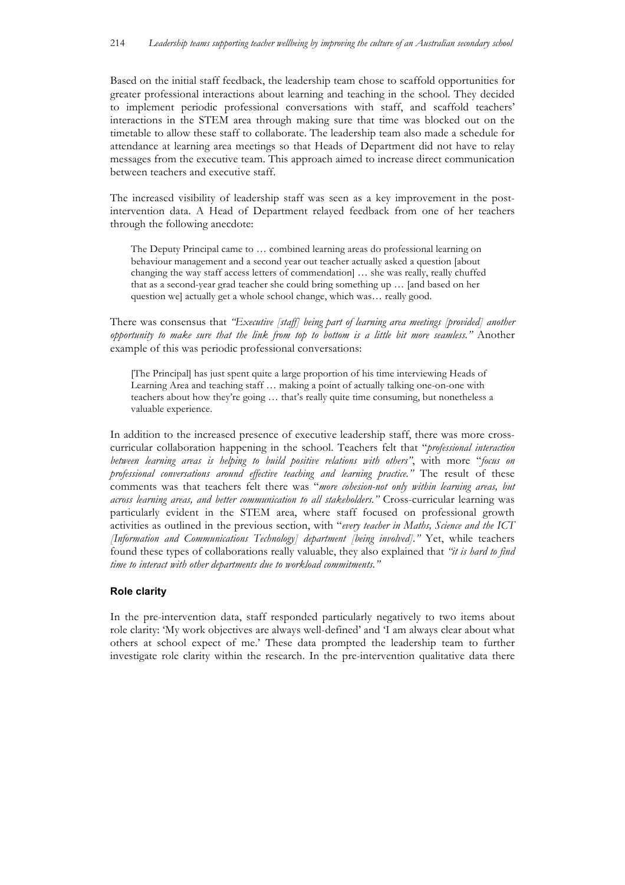Based on the initial staff feedback, the leadership team chose to scaffold opportunities for greater professional interactions about learning and teaching in the school. They decided to implement periodic professional conversations with staff, and scaffold teachers' interactions in the STEM area through making sure that time was blocked out on the timetable to allow these staff to collaborate. The leadership team also made a schedule for attendance at learning area meetings so that Heads of Department did not have to relay messages from the executive team. This approach aimed to increase direct communication between teachers and executive staff.

The increased visibility of leadership staff was seen as a key improvement in the post-intervention data. A Head of Department relayed feedback from one of her teachers through the following anecdote:

> The Deputy Principal came to … combined learning areas do professional learning on behaviour management and a second year out teacher actually asked a question [about changing the way staff access letters of commendation] … she was really, really chuffed that as a second-year grad teacher she could bring something up … [and based on her question we] actually get a whole school change, which was… really good.

There was consensus that *"Executive [staff] being part of learning area meetings [provided] another opportunity to make sure that the link from top to bottom is a little bit more seamless."* Another example of this was periodic professional conversations:

> [The Principal] has just spent quite a large proportion of his time interviewing Heads of Learning Area and teaching staff … making a point of actually talking one-on-one with teachers about how they're going … that's really quite time consuming, but nonetheless a valuable experience.

In addition to the increased presence of executive leadership staff, there was more cross-curricular collaboration happening in the school. Teachers felt that "*professional interaction between learning areas is helping to build positive relations with others"*, with more "*focus on professional conversations around effective teaching and learning practice."* The result of these comments was that teachers felt there was "*more cohesion-not only within learning areas, but across learning areas, and better communication to all stakeholders."* Cross-curricular learning was particularly evident in the STEM area, where staff focused on professional growth activities as outlined in the previous section, with "*every teacher in Maths, Science and the ICT [Information and Communications Technology] department [being involved]."* Yet, while teachers found these types of collaborations really valuable, they also explained that *"it is hard to find time to interact with other departments due to workload commitments."*

### Role clarity

In the pre-intervention data, staff responded particularly negatively to two items about role clarity: 'My work objectives are always well-defined' and 'I am always clear about what others at school expect of me.' These data prompted the leadership team to further investigate role clarity within the research. In the pre-intervention qualitative data there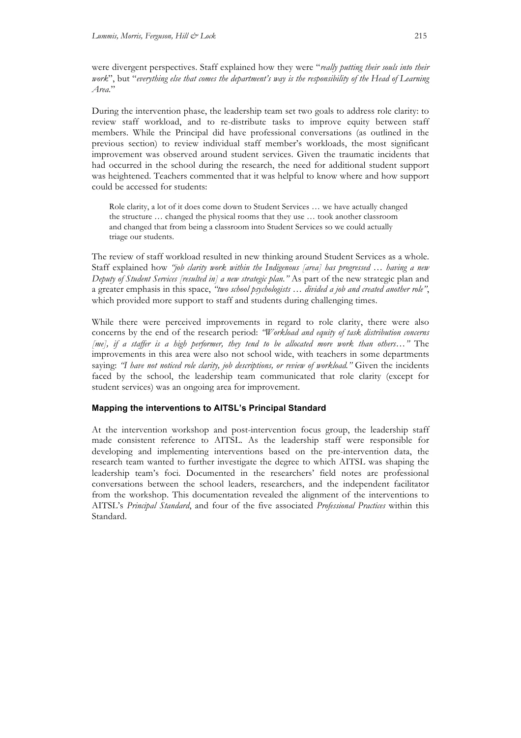were divergent perspectives. Staff explained how they were "*really putting their souls into their work*", but "*everything else that comes the department's way is the responsibility of the Head of Learning Area.*"

During the intervention phase, the leadership team set two goals to address role clarity: to review staff workload, and to re-distribute tasks to improve equity between staff members. While the Principal did have professional conversations (as outlined in the previous section) to review individual staff member's workloads, the most significant improvement was observed around student services. Given the traumatic incidents that had occurred in the school during the research, the need for additional student support was heightened. Teachers commented that it was helpful to know where and how support could be accessed for students:

> Role clarity, a lot of it does come down to Student Services … we have actually changed the structure … changed the physical rooms that they use … took another classroom and changed that from being a classroom into Student Services so we could actually triage our students.

The review of staff workload resulted in new thinking around Student Services as a whole. Staff explained how *"job clarity work within the Indigenous [area] has progressed … having a new Deputy of Student Services [resulted in] a new strategic plan."* As part of the new strategic plan and a greater emphasis in this space, *"two school psychologists … divided a job and created another role"*, which provided more support to staff and students during challenging times.

While there were perceived improvements in regard to role clarity, there were also concerns by the end of the research period: *"Workload and equity of task distribution concerns [me], if a staffer is a high performer, they tend to be allocated more work than others…"* The improvements in this area were also not school wide, with teachers in some departments saying: *"I have not noticed role clarity, job descriptions, or review of workload."* Given the incidents faced by the school, the leadership team communicated that role clarity (except for student services) was an ongoing area for improvement.

### Mapping the interventions to AITSL's Principal Standard

At the intervention workshop and post-intervention focus group, the leadership staff made consistent reference to AITSL. As the leadership staff were responsible for developing and implementing interventions based on the pre-intervention data, the research team wanted to further investigate the degree to which AITSL was shaping the leadership team's foci. Documented in the researchers' field notes are professional conversations between the school leaders, researchers, and the independent facilitator from the workshop. This documentation revealed the alignment of the interventions to AITSL's *Principal Standard*, and four of the five associated *Professional Practices* within this Standard.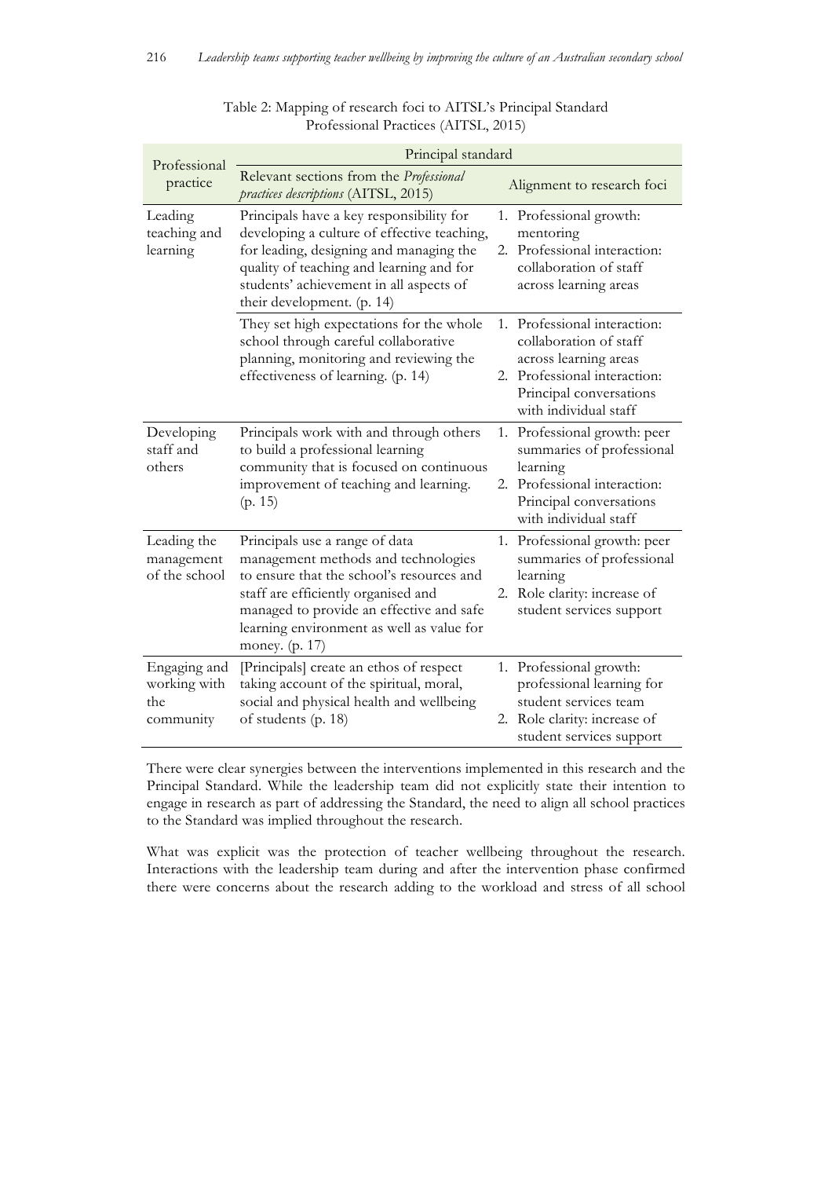Table 2: Mapping of research foci to AITSL's Principal Standard Professional Practices (AITSL, 2015)

| Professional practice | Principal standard | |
|---|---|---|
| | Relevant sections from the *Professional practices descriptions* (AITSL, 2015) | Alignment to research foci |
| Leading teaching and learning | Principals have a key responsibility for developing a culture of effective teaching, for leading, designing and managing the quality of teaching and learning and for students' achievement in all aspects of their development. (p. 14) | 1. Professional growth: mentoring<br>2. Professional interaction: collaboration of staff across learning areas |
| | They set high expectations for the whole school through careful collaborative planning, monitoring and reviewing the effectiveness of learning. (p. 14) | 1. Professional interaction: collaboration of staff across learning areas<br>2. Professional interaction: Principal conversations with individual staff |
| Developing staff and others | Principals work with and through others to build a professional learning community that is focused on continuous improvement of teaching and learning. (p. 15) | 1. Professional growth: peer summaries of professional learning<br>2. Professional interaction: Principal conversations with individual staff |
| Leading the management of the school | Principals use a range of data management methods and technologies to ensure that the school's resources and staff are efficiently organised and managed to provide an effective and safe learning environment as well as value for money. (p. 17) | 1. Professional growth: peer summaries of professional learning<br>2. Role clarity: increase of student services support |
| Engaging and working with the community | [Principals] create an ethos of respect taking account of the spiritual, moral, social and physical health and wellbeing of students (p. 18) | 1. Professional growth: professional learning for student services team<br>2. Role clarity: increase of student services support |

There were clear synergies between the interventions implemented in this research and the Principal Standard. While the leadership team did not explicitly state their intention to engage in research as part of addressing the Standard, the need to align all school practices to the Standard was implied throughout the research.

What was explicit was the protection of teacher wellbeing throughout the research. Interactions with the leadership team during and after the intervention phase confirmed there were concerns about the research adding to the workload and stress of all school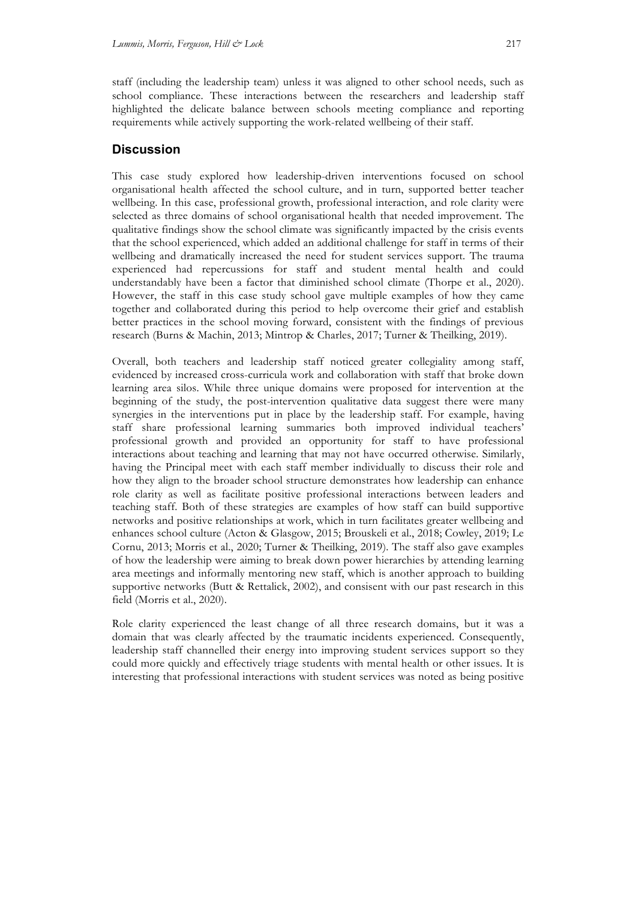staff (including the leadership team) unless it was aligned to other school needs, such as school compliance. These interactions between the researchers and leadership staff highlighted the delicate balance between schools meeting compliance and reporting requirements while actively supporting the work-related wellbeing of their staff.

## Discussion

This case study explored how leadership-driven interventions focused on school organisational health affected the school culture, and in turn, supported better teacher wellbeing. In this case, professional growth, professional interaction, and role clarity were selected as three domains of school organisational health that needed improvement. The qualitative findings show the school climate was significantly impacted by the crisis events that the school experienced, which added an additional challenge for staff in terms of their wellbeing and dramatically increased the need for student services support. The trauma experienced had repercussions for staff and student mental health and could understandably have been a factor that diminished school climate (Thorpe et al., 2020). However, the staff in this case study school gave multiple examples of how they came together and collaborated during this period to help overcome their grief and establish better practices in the school moving forward, consistent with the findings of previous research (Burns & Machin, 2013; Mintrop & Charles, 2017; Turner & Theilking, 2019).

Overall, both teachers and leadership staff noticed greater collegiality among staff, evidenced by increased cross-curricula work and collaboration with staff that broke down learning area silos. While three unique domains were proposed for intervention at the beginning of the study, the post-intervention qualitative data suggest there were many synergies in the interventions put in place by the leadership staff. For example, having staff share professional learning summaries both improved individual teachers' professional growth and provided an opportunity for staff to have professional interactions about teaching and learning that may not have occurred otherwise. Similarly, having the Principal meet with each staff member individually to discuss their role and how they align to the broader school structure demonstrates how leadership can enhance role clarity as well as facilitate positive professional interactions between leaders and teaching staff. Both of these strategies are examples of how staff can build supportive networks and positive relationships at work, which in turn facilitates greater wellbeing and enhances school culture (Acton & Glasgow, 2015; Brouskeli et al., 2018; Cowley, 2019; Le Cornu, 2013; Morris et al., 2020; Turner & Theilking, 2019). The staff also gave examples of how the leadership were aiming to break down power hierarchies by attending learning area meetings and informally mentoring new staff, which is another approach to building supportive networks (Butt & Rettalick, 2002), and consisent with our past research in this field (Morris et al., 2020).

Role clarity experienced the least change of all three research domains, but it was a domain that was clearly affected by the traumatic incidents experienced. Consequently, leadership staff channelled their energy into improving student services support so they could more quickly and effectively triage students with mental health or other issues. It is interesting that professional interactions with student services was noted as being positive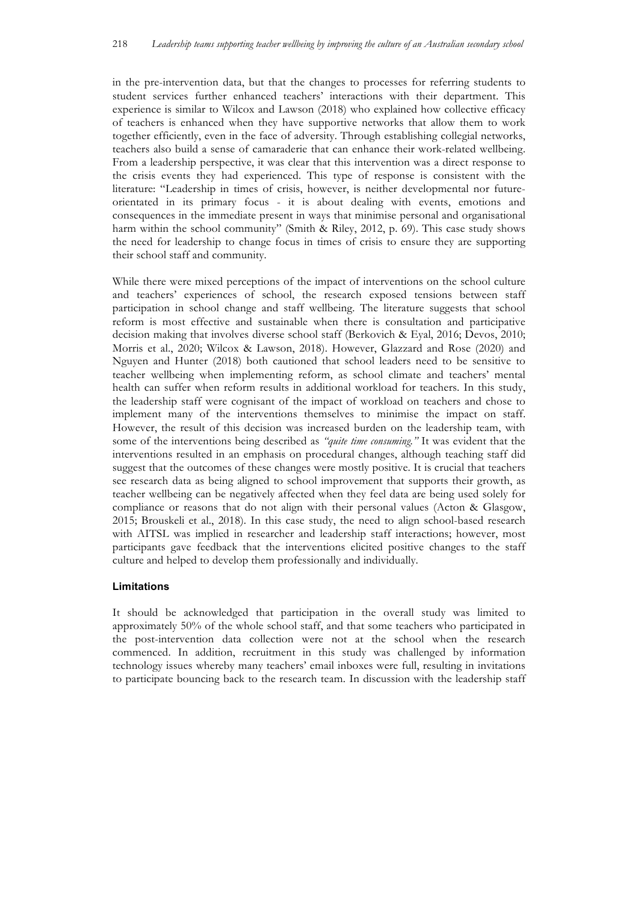in the pre-intervention data, but that the changes to processes for referring students to student services further enhanced teachers' interactions with their department. This experience is similar to Wilcox and Lawson (2018) who explained how collective efficacy of teachers is enhanced when they have supportive networks that allow them to work together efficiently, even in the face of adversity. Through establishing collegial networks, teachers also build a sense of camaraderie that can enhance their work-related wellbeing. From a leadership perspective, it was clear that this intervention was a direct response to the crisis events they had experienced. This type of response is consistent with the literature: "Leadership in times of crisis, however, is neither developmental nor future-orientated in its primary focus - it is about dealing with events, emotions and consequences in the immediate present in ways that minimise personal and organisational harm within the school community" (Smith & Riley, 2012, p. 69). This case study shows the need for leadership to change focus in times of crisis to ensure they are supporting their school staff and community.

While there were mixed perceptions of the impact of interventions on the school culture and teachers' experiences of school, the research exposed tensions between staff participation in school change and staff wellbeing. The literature suggests that school reform is most effective and sustainable when there is consultation and participative decision making that involves diverse school staff (Berkovich & Eyal, 2016; Devos, 2010; Morris et al., 2020; Wilcox & Lawson, 2018). However, Glazzard and Rose (2020) and Nguyen and Hunter (2018) both cautioned that school leaders need to be sensitive to teacher wellbeing when implementing reform, as school climate and teachers' mental health can suffer when reform results in additional workload for teachers. In this study, the leadership staff were cognisant of the impact of workload on teachers and chose to implement many of the interventions themselves to minimise the impact on staff. However, the result of this decision was increased burden on the leadership team, with some of the interventions being described as *"quite time consuming."* It was evident that the interventions resulted in an emphasis on procedural changes, although teaching staff did suggest that the outcomes of these changes were mostly positive. It is crucial that teachers see research data as being aligned to school improvement that supports their growth, as teacher wellbeing can be negatively affected when they feel data are being used solely for compliance or reasons that do not align with their personal values (Acton & Glasgow, 2015; Brouskeli et al., 2018). In this case study, the need to align school-based research with AITSL was implied in researcher and leadership staff interactions; however, most participants gave feedback that the interventions elicited positive changes to the staff culture and helped to develop them professionally and individually.

### Limitations

It should be acknowledged that participation in the overall study was limited to approximately 50% of the whole school staff, and that some teachers who participated in the post-intervention data collection were not at the school when the research commenced. In addition, recruitment in this study was challenged by information technology issues whereby many teachers' email inboxes were full, resulting in invitations to participate bouncing back to the research team. In discussion with the leadership staff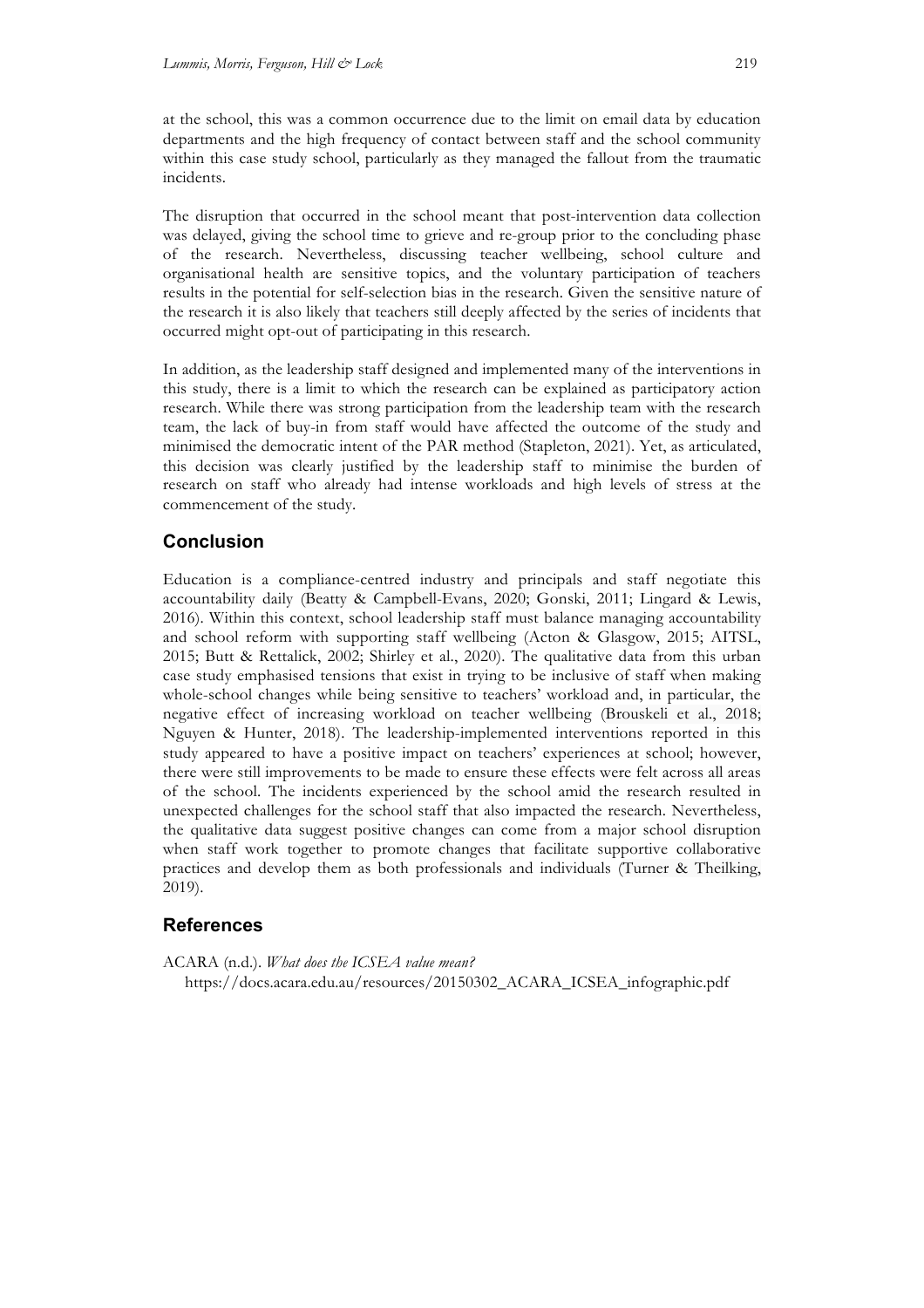at the school, this was a common occurrence due to the limit on email data by education departments and the high frequency of contact between staff and the school community within this case study school, particularly as they managed the fallout from the traumatic incidents.

The disruption that occurred in the school meant that post-intervention data collection was delayed, giving the school time to grieve and re-group prior to the concluding phase of the research. Nevertheless, discussing teacher wellbeing, school culture and organisational health are sensitive topics, and the voluntary participation of teachers results in the potential for self-selection bias in the research. Given the sensitive nature of the research it is also likely that teachers still deeply affected by the series of incidents that occurred might opt-out of participating in this research.

In addition, as the leadership staff designed and implemented many of the interventions in this study, there is a limit to which the research can be explained as participatory action research. While there was strong participation from the leadership team with the research team, the lack of buy-in from staff would have affected the outcome of the study and minimised the democratic intent of the PAR method (Stapleton, 2021). Yet, as articulated, this decision was clearly justified by the leadership staff to minimise the burden of research on staff who already had intense workloads and high levels of stress at the commencement of the study.

## Conclusion

Education is a compliance-centred industry and principals and staff negotiate this accountability daily (Beatty & Campbell-Evans, 2020; Gonski, 2011; Lingard & Lewis, 2016). Within this context, school leadership staff must balance managing accountability and school reform with supporting staff wellbeing (Acton & Glasgow, 2015; AITSL, 2015; Butt & Rettalick, 2002; Shirley et al., 2020). The qualitative data from this urban case study emphasised tensions that exist in trying to be inclusive of staff when making whole-school changes while being sensitive to teachers' workload and, in particular, the negative effect of increasing workload on teacher wellbeing (Brouskeli et al., 2018; Nguyen & Hunter, 2018). The leadership-implemented interventions reported in this study appeared to have a positive impact on teachers' experiences at school; however, there were still improvements to be made to ensure these effects were felt across all areas of the school. The incidents experienced by the school amid the research resulted in unexpected challenges for the school staff that also impacted the research. Nevertheless, the qualitative data suggest positive changes can come from a major school disruption when staff work together to promote changes that facilitate supportive collaborative practices and develop them as both professionals and individuals (Turner & Theilking, 2019).

## References

ACARA (n.d.). *What does the ICSEA value mean?* https://docs.acara.edu.au/resources/20150302_ACARA_ICSEA_infographic.pdf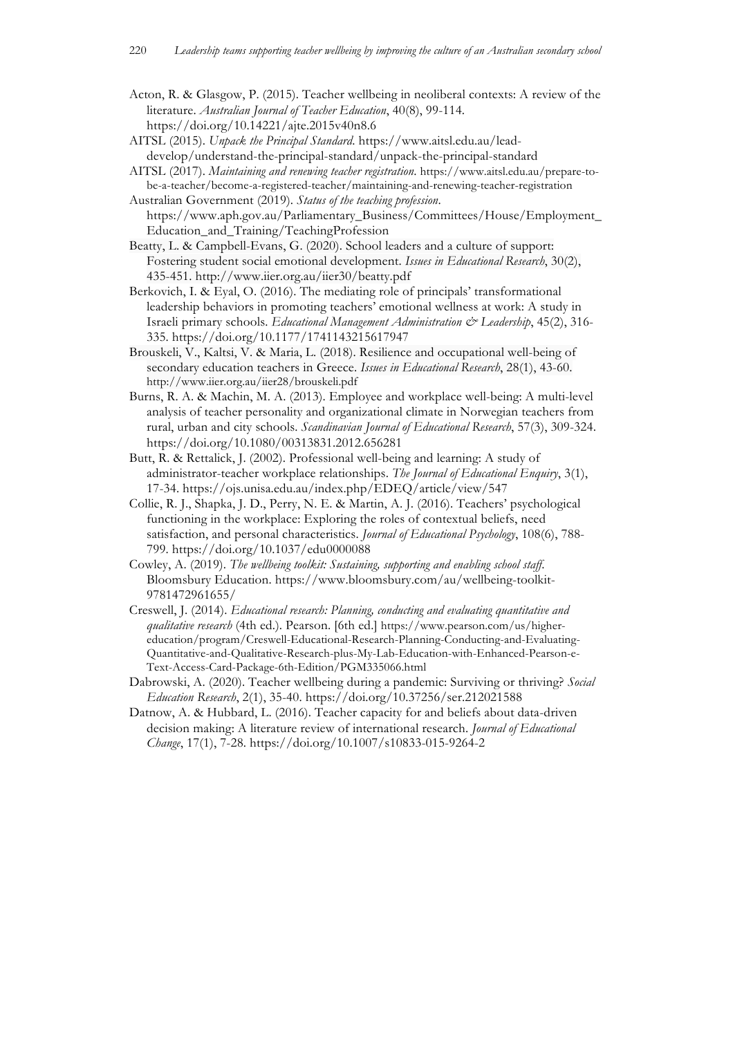Acton, R. & Glasgow, P. (2015). Teacher wellbeing in neoliberal contexts: A review of the literature. *Australian Journal of Teacher Education*, 40(8), 99-114. https://doi.org/10.14221/ajte.2015v40n8.6

AITSL (2015). *Unpack the Principal Standard*. https://www.aitsl.edu.au/lead-develop/understand-the-principal-standard/unpack-the-principal-standard

AITSL (2017). *Maintaining and renewing teacher registration*. https://www.aitsl.edu.au/prepare-to-be-a-teacher/become-a-registered-teacher/maintaining-and-renewing-teacher-registration

Australian Government (2019). *Status of the teaching profession*. https://www.aph.gov.au/Parliamentary_Business/Committees/House/Employment_Education_and_Training/TeachingProfession

Beatty, L. & Campbell-Evans, G. (2020). School leaders and a culture of support: Fostering student social emotional development. *Issues in Educational Research*, 30(2), 435-451. http://www.iier.org.au/iier30/beatty.pdf

Berkovich, I. & Eyal, O. (2016). The mediating role of principals' transformational leadership behaviors in promoting teachers' emotional wellness at work: A study in Israeli primary schools. *Educational Management Administration & Leadership*, 45(2), 316-335. https://doi.org/10.1177/1741143215617947

Brouskeli, V., Kaltsi, V. & Maria, L. (2018). Resilience and occupational well-being of secondary education teachers in Greece. *Issues in Educational Research*, 28(1), 43-60. http://www.iier.org.au/iier28/brouskeli.pdf

Burns, R. A. & Machin, M. A. (2013). Employee and workplace well-being: A multi-level analysis of teacher personality and organizational climate in Norwegian teachers from rural, urban and city schools. *Scandinavian Journal of Educational Research*, 57(3), 309-324. https://doi.org/10.1080/00313831.2012.656281

Butt, R. & Rettalick, J. (2002). Professional well-being and learning: A study of administrator-teacher workplace relationships. *The Journal of Educational Enquiry*, 3(1), 17-34. https://ojs.unisa.edu.au/index.php/EDEQ/article/view/547

Collie, R. J., Shapka, J. D., Perry, N. E. & Martin, A. J. (2016). Teachers' psychological functioning in the workplace: Exploring the roles of contextual beliefs, need satisfaction, and personal characteristics. *Journal of Educational Psychology*, 108(6), 788-799. https://doi.org/10.1037/edu0000088

Cowley, A. (2019). *The wellbeing toolkit: Sustaining, supporting and enabling school staff*. Bloomsbury Education. https://www.bloomsbury.com/au/wellbeing-toolkit-9781472961655/

Creswell, J. (2014). *Educational research: Planning, conducting and evaluating quantitative and qualitative research* (4th ed.). Pearson. [6th ed.] https://www.pearson.com/us/higher-education/program/Creswell-Educational-Research-Planning-Conducting-and-Evaluating-Quantitative-and-Qualitative-Research-plus-My-Lab-Education-with-Enhanced-Pearson-e-Text-Access-Card-Package-6th-Edition/PGM335066.html

Dabrowski, A. (2020). Teacher wellbeing during a pandemic: Surviving or thriving? *Social Education Research*, 2(1), 35-40. https://doi.org/10.37256/ser.212021588

Datnow, A. & Hubbard, L. (2016). Teacher capacity for and beliefs about data-driven decision making: A literature review of international research. *Journal of Educational Change*, 17(1), 7-28. https://doi.org/10.1007/s10833-015-9264-2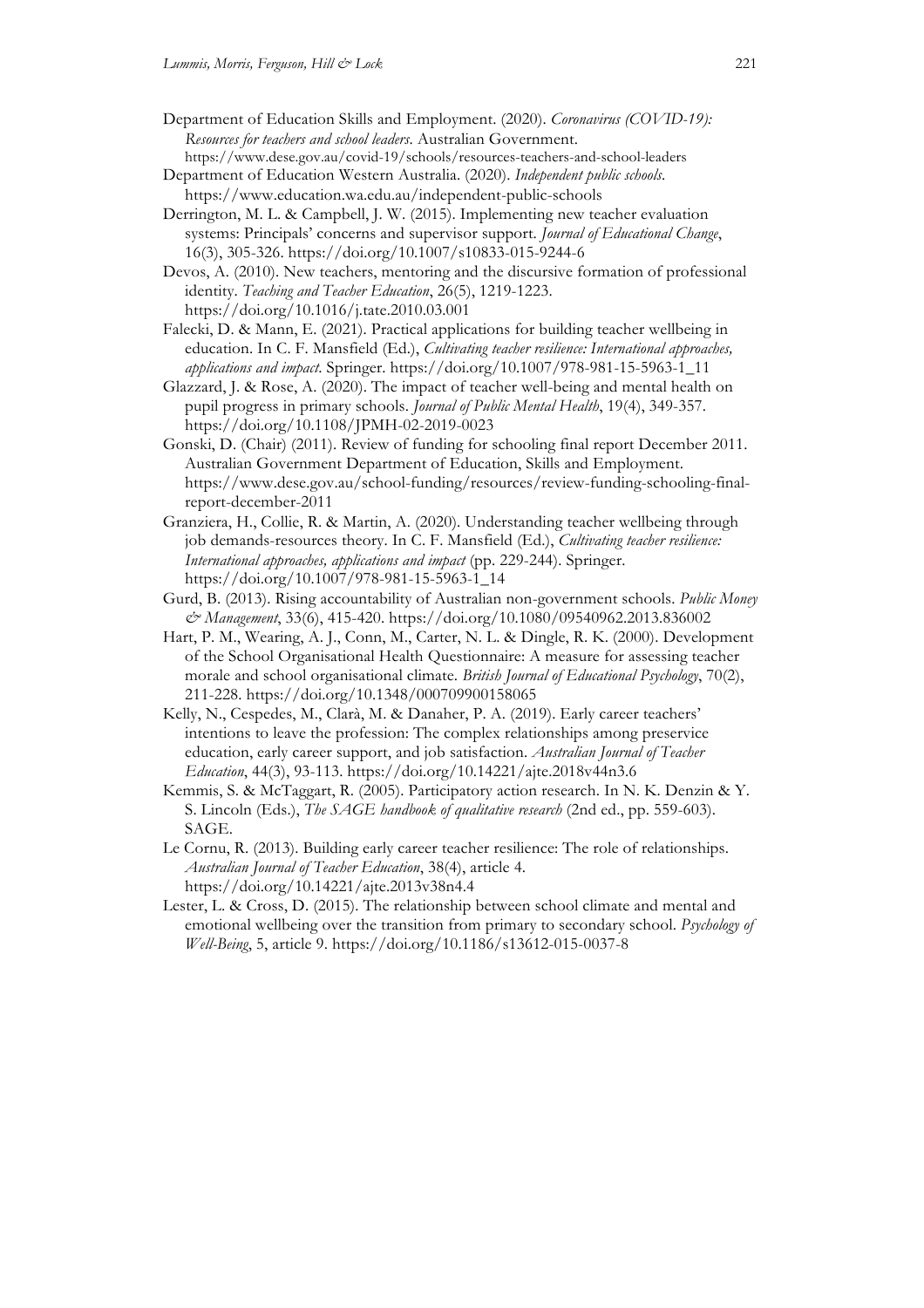Department of Education Skills and Employment. (2020). *Coronavirus (COVID-19): Resources for teachers and school leaders*. Australian Government. https://www.dese.gov.au/covid-19/schools/resources-teachers-and-school-leaders

Department of Education Western Australia. (2020). *Independent public schools*. https://www.education.wa.edu.au/independent-public-schools

Derrington, M. L. & Campbell, J. W. (2015). Implementing new teacher evaluation systems: Principals' concerns and supervisor support. *Journal of Educational Change*, 16(3), 305-326. https://doi.org/10.1007/s10833-015-9244-6

Devos, A. (2010). New teachers, mentoring and the discursive formation of professional identity. *Teaching and Teacher Education*, 26(5), 1219-1223. https://doi.org/10.1016/j.tate.2010.03.001

Falecki, D. & Mann, E. (2021). Practical applications for building teacher wellbeing in education. In C. F. Mansfield (Ed.), *Cultivating teacher resilience: International approaches, applications and impact*. Springer. https://doi.org/10.1007/978-981-15-5963-1_11

Glazzard, J. & Rose, A. (2020). The impact of teacher well-being and mental health on pupil progress in primary schools. *Journal of Public Mental Health*, 19(4), 349-357. https://doi.org/10.1108/JPMH-02-2019-0023

Gonski, D. (Chair) (2011). Review of funding for schooling final report December 2011. Australian Government Department of Education, Skills and Employment. https://www.dese.gov.au/school-funding/resources/review-funding-schooling-final-report-december-2011

Granziera, H., Collie, R. & Martin, A. (2020). Understanding teacher wellbeing through job demands-resources theory. In C. F. Mansfield (Ed.), *Cultivating teacher resilience: International approaches, applications and impact* (pp. 229-244). Springer. https://doi.org/10.1007/978-981-15-5963-1_14

Gurd, B. (2013). Rising accountability of Australian non-government schools. *Public Money & Management*, 33(6), 415-420. https://doi.org/10.1080/09540962.2013.836002

Hart, P. M., Wearing, A. J., Conn, M., Carter, N. L. & Dingle, R. K. (2000). Development of the School Organisational Health Questionnaire: A measure for assessing teacher morale and school organisational climate. *British Journal of Educational Psychology*, 70(2), 211-228. https://doi.org/10.1348/000709900158065

Kelly, N., Cespedes, M., Clarà, M. & Danaher, P. A. (2019). Early career teachers' intentions to leave the profession: The complex relationships among preservice education, early career support, and job satisfaction. *Australian Journal of Teacher Education*, 44(3), 93-113. https://doi.org/10.14221/ajte.2018v44n3.6

Kemmis, S. & McTaggart, R. (2005). Participatory action research. In N. K. Denzin & Y. S. Lincoln (Eds.), *The SAGE handbook of qualitative research* (2nd ed., pp. 559-603). SAGE.

Le Cornu, R. (2013). Building early career teacher resilience: The role of relationships. *Australian Journal of Teacher Education*, 38(4), article 4. https://doi.org/10.14221/ajte.2013v38n4.4

Lester, L. & Cross, D. (2015). The relationship between school climate and mental and emotional wellbeing over the transition from primary to secondary school. *Psychology of Well-Being*, 5, article 9. https://doi.org/10.1186/s13612-015-0037-8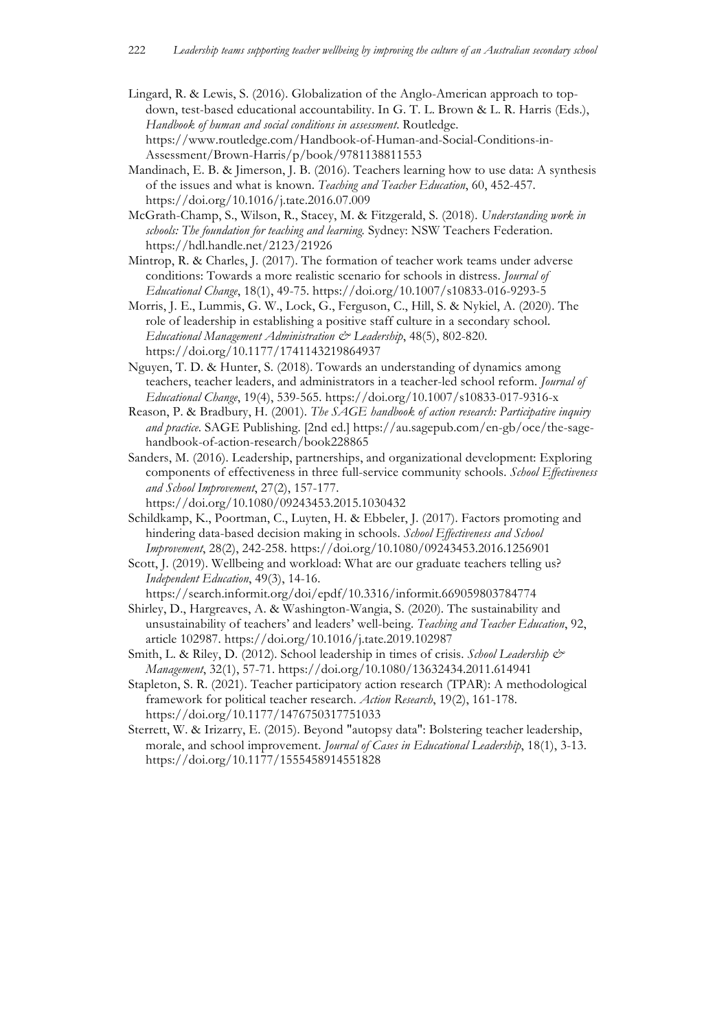Lingard, R. & Lewis, S. (2016). Globalization of the Anglo-American approach to top-down, test-based educational accountability. In G. T. L. Brown & L. R. Harris (Eds.), *Handbook of human and social conditions in assessment*. Routledge. https://www.routledge.com/Handbook-of-Human-and-Social-Conditions-in-Assessment/Brown-Harris/p/book/9781138811553

Mandinach, E. B. & Jimerson, J. B. (2016). Teachers learning how to use data: A synthesis of the issues and what is known. *Teaching and Teacher Education*, 60, 452-457. https://doi.org/10.1016/j.tate.2016.07.009

McGrath-Champ, S., Wilson, R., Stacey, M. & Fitzgerald, S. (2018). *Understanding work in schools: The foundation for teaching and learning*. Sydney: NSW Teachers Federation. https://hdl.handle.net/2123/21926

Mintrop, R. & Charles, J. (2017). The formation of teacher work teams under adverse conditions: Towards a more realistic scenario for schools in distress. *Journal of Educational Change*, 18(1), 49-75. https://doi.org/10.1007/s10833-016-9293-5

Morris, J. E., Lummis, G. W., Lock, G., Ferguson, C., Hill, S. & Nykiel, A. (2020). The role of leadership in establishing a positive staff culture in a secondary school. *Educational Management Administration & Leadership*, 48(5), 802-820. https://doi.org/10.1177/1741143219864937

Nguyen, T. D. & Hunter, S. (2018). Towards an understanding of dynamics among teachers, teacher leaders, and administrators in a teacher-led school reform. *Journal of Educational Change*, 19(4), 539-565. https://doi.org/10.1007/s10833-017-9316-x

Reason, P. & Bradbury, H. (2001). *The SAGE handbook of action research: Participative inquiry and practice*. SAGE Publishing. [2nd ed.] https://au.sagepub.com/en-gb/oce/the-sage-handbook-of-action-research/book228865

Sanders, M. (2016). Leadership, partnerships, and organizational development: Exploring components of effectiveness in three full-service community schools. *School Effectiveness and School Improvement*, 27(2), 157-177. https://doi.org/10.1080/09243453.2015.1030432

Schildkamp, K., Poortman, C., Luyten, H. & Ebbeler, J. (2017). Factors promoting and hindering data-based decision making in schools. *School Effectiveness and School Improvement*, 28(2), 242-258. https://doi.org/10.1080/09243453.2016.1256901

Scott, J. (2019). Wellbeing and workload: What are our graduate teachers telling us? *Independent Education*, 49(3), 14-16. https://search.informit.org/doi/epdf/10.3316/informit.669059803784774

Shirley, D., Hargreaves, A. & Washington-Wangia, S. (2020). The sustainability and unsustainability of teachers' and leaders' well-being. *Teaching and Teacher Education*, 92, article 102987. https://doi.org/10.1016/j.tate.2019.102987

Smith, L. & Riley, D. (2012). School leadership in times of crisis. *School Leadership & Management*, 32(1), 57-71. https://doi.org/10.1080/13632434.2011.614941

Stapleton, S. R. (2021). Teacher participatory action research (TPAR): A methodological framework for political teacher research. *Action Research*, 19(2), 161-178. https://doi.org/10.1177/1476750317751033

Sterrett, W. & Irizarry, E. (2015). Beyond "autopsy data": Bolstering teacher leadership, morale, and school improvement. *Journal of Cases in Educational Leadership*, 18(1), 3-13. https://doi.org/10.1177/1555458914551828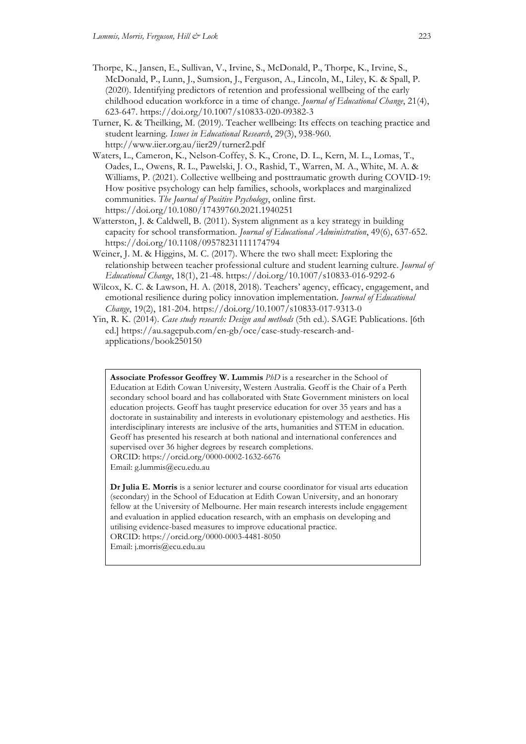Thorpe, K., Jansen, E., Sullivan, V., Irvine, S., McDonald, P., Thorpe, K., Irvine, S., McDonald, P., Lunn, J., Sumsion, J., Ferguson, A., Lincoln, M., Liley, K. & Spall, P. (2020). Identifying predictors of retention and professional wellbeing of the early childhood education workforce in a time of change. *Journal of Educational Change*, 21(4), 623-647. https://doi.org/10.1007/s10833-020-09382-3

Turner, K. & Theilking, M. (2019). Teacher wellbeing: Its effects on teaching practice and student learning. *Issues in Educational Research*, 29(3), 938-960. http://www.iier.org.au/iier29/turner2.pdf

Waters, L., Cameron, K., Nelson-Coffey, S. K., Crone, D. L., Kern, M. L., Lomas, T., Oades, L., Owens, R. L., Pawelski, J. O., Rashid, T., Warren, M. A., White, M. A. & Williams, P. (2021). Collective wellbeing and posttraumatic growth during COVID-19: How positive psychology can help families, schools, workplaces and marginalized communities. *The Journal of Positive Psychology*, online first. https://doi.org/10.1080/17439760.2021.1940251

Watterston, J. & Caldwell, B. (2011). System alignment as a key strategy in building capacity for school transformation. *Journal of Educational Administration*, 49(6), 637-652. https://doi.org/10.1108/09578231111174794

Weiner, J. M. & Higgins, M. C. (2017). Where the two shall meet: Exploring the relationship between teacher professional culture and student learning culture. *Journal of Educational Change*, 18(1), 21-48. https://doi.org/10.1007/s10833-016-9292-6

Wilcox, K. C. & Lawson, H. A. (2018, 2018). Teachers' agency, efficacy, engagement, and emotional resilience during policy innovation implementation. *Journal of Educational Change*, 19(2), 181-204. https://doi.org/10.1007/s10833-017-9313-0

Yin, R. K. (2014). *Case study research: Design and methods* (5th ed.). SAGE Publications. [6th ed.] https://au.sagepub.com/en-gb/oce/case-study-research-and-applications/book250150

**Associate Professor Geoffrey W. Lummis** *PhD* is a researcher in the School of Education at Edith Cowan University, Western Australia. Geoff is the Chair of a Perth secondary school board and has collaborated with State Government ministers on local education projects. Geoff has taught preservice education for over 35 years and has a doctorate in sustainability and interests in evolutionary epistemology and aesthetics. His interdisciplinary interests are inclusive of the arts, humanities and STEM in education. Geoff has presented his research at both national and international conferences and supervised over 36 higher degrees by research completions.
ORCID: https://orcid.org/0000-0002-1632-6676
Email: g.lummis@ecu.edu.au

**Dr Julia E. Morris** is a senior lecturer and course coordinator for visual arts education (secondary) in the School of Education at Edith Cowan University, and an honorary fellow at the University of Melbourne. Her main research interests include engagement and evaluation in applied education research, with an emphasis on developing and utilising evidence-based measures to improve educational practice.
ORCID: https://orcid.org/0000-0003-4481-8050
Email: j.morris@ecu.edu.au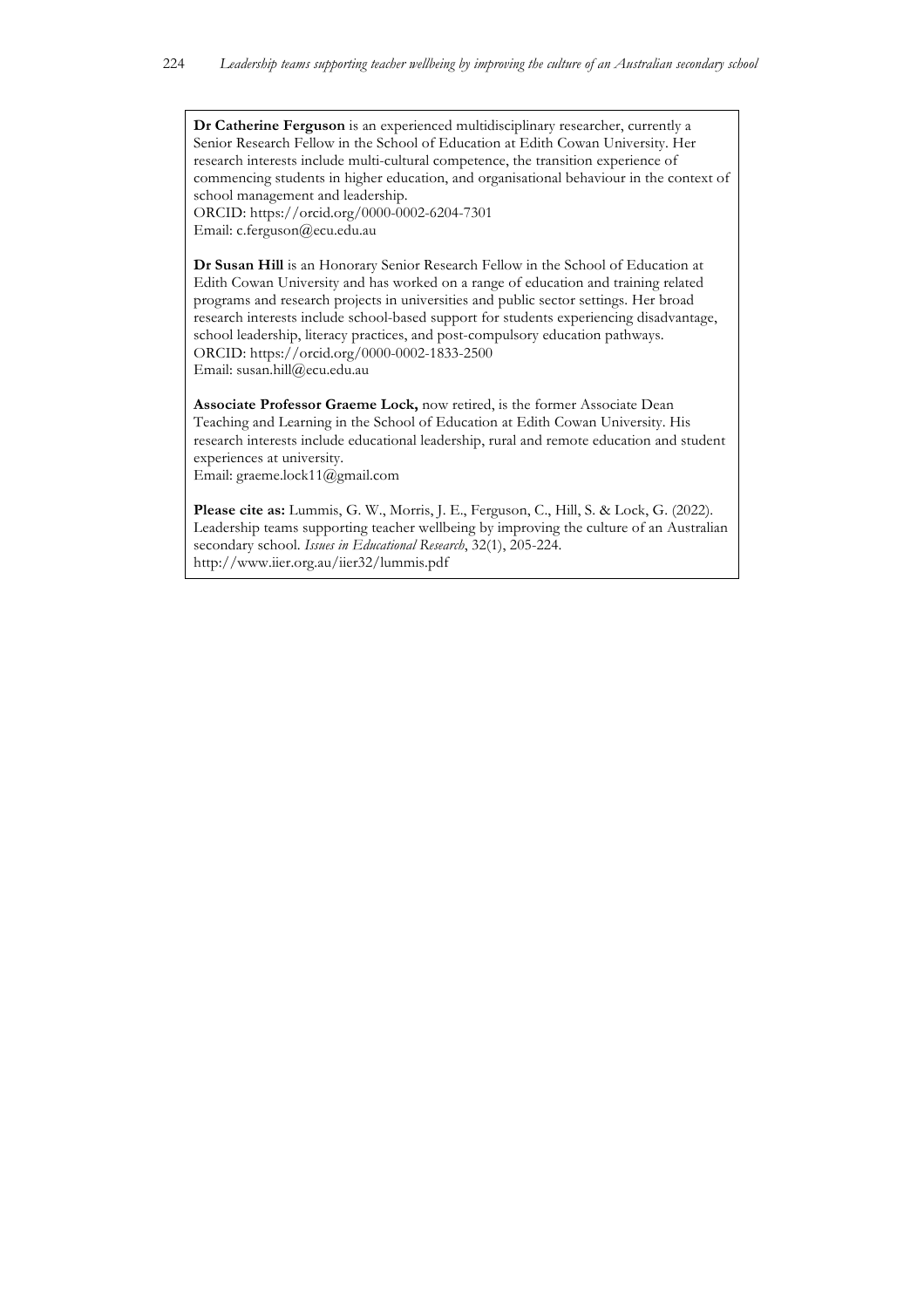**Dr Catherine Ferguson** is an experienced multidisciplinary researcher, currently a Senior Research Fellow in the School of Education at Edith Cowan University. Her research interests include multi-cultural competence, the transition experience of commencing students in higher education, and organisational behaviour in the context of school management and leadership.
ORCID: https://orcid.org/0000-0002-6204-7301
Email: c.ferguson@ecu.edu.au

**Dr Susan Hill** is an Honorary Senior Research Fellow in the School of Education at Edith Cowan University and has worked on a range of education and training related programs and research projects in universities and public sector settings. Her broad research interests include school-based support for students experiencing disadvantage, school leadership, literacy practices, and post-compulsory education pathways.
ORCID: https://orcid.org/0000-0002-1833-2500
Email: susan.hill@ecu.edu.au

**Associate Professor Graeme Lock,** now retired, is the former Associate Dean Teaching and Learning in the School of Education at Edith Cowan University. His research interests include educational leadership, rural and remote education and student experiences at university.
Email: graeme.lock11@gmail.com

**Please cite as:** Lummis, G. W., Morris, J. E., Ferguson, C., Hill, S. & Lock, G. (2022). Leadership teams supporting teacher wellbeing by improving the culture of an Australian secondary school. *Issues in Educational Research*, 32(1), 205-224. http://www.iier.org.au/iier32/lummis.pdf